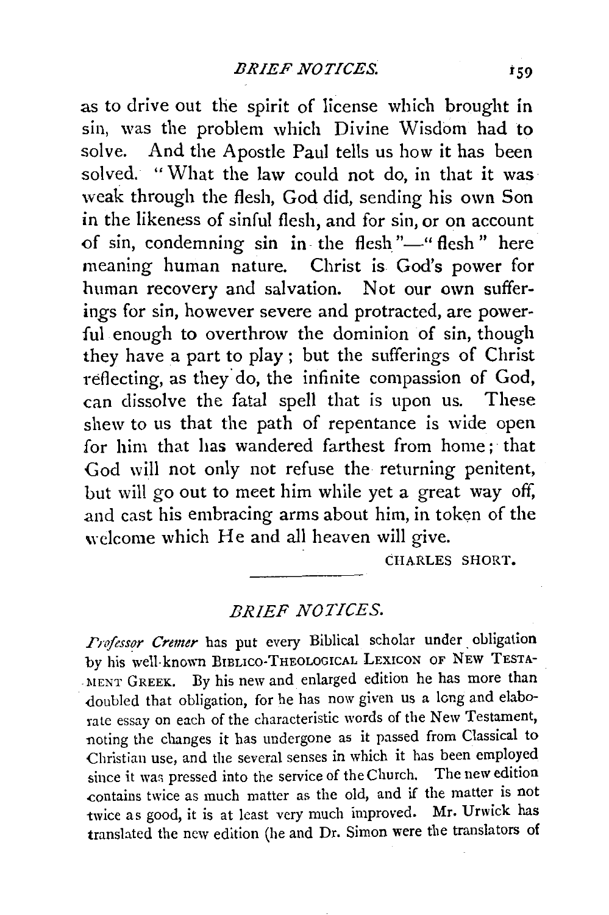as to drive out the spirit of license which brought in sin, was the problem which Divine Wisdom had to solve. And the Apostle Paul tells us how it has been solved. "What the law could not do, in that it was weak through the flesh, God did, sending his own Son in the likeness of sinful flesh, and for sin, or on account of sin, condemning sin in the flesh"—"flesh" here meaning human nature. Christ is God's power for human recovery and salvation. Not our own sufferings for sin, however severe and protracted, are powerful enough to overthrow the dominion of sin, though they have a part to play; but the sufferings of Christ reflecting, as they do, the infinite compassion of God, can dissolve the fatal spell that is upon us. These shew to us that the path of repentance is wide open for him that has wandered farthest from home; that God will not only not refuse the returning penitent, but will go out to meet him while yet a great way off, and cast his embracing arms about him, in token of the welcome which He and all heaven will give.

CHARLES SHORT.

## *BRIEF NOTICES.*

*Professor Cremer* has put every Biblical scholar under obligation by his well-known BIBLICO-THEOLOGICAL LEXICON OF NEW TESTAMENT GREEK. By his new and enlarged edition he has more than doubled that obligation, for he has now given us a long and elaborate essay on each of the characteristic words of the New Testament, noting the changes it has undergone as it passed from Classical to Christian use, and the several senses in which it has been employed since it was pressed into the service of the Church. The new edition contains twice as much matter as the old, and if the matter is not twice as good, it is at least very much improved. Mr. Urwick has translated the new edition (he and Dr. Simon were the translators of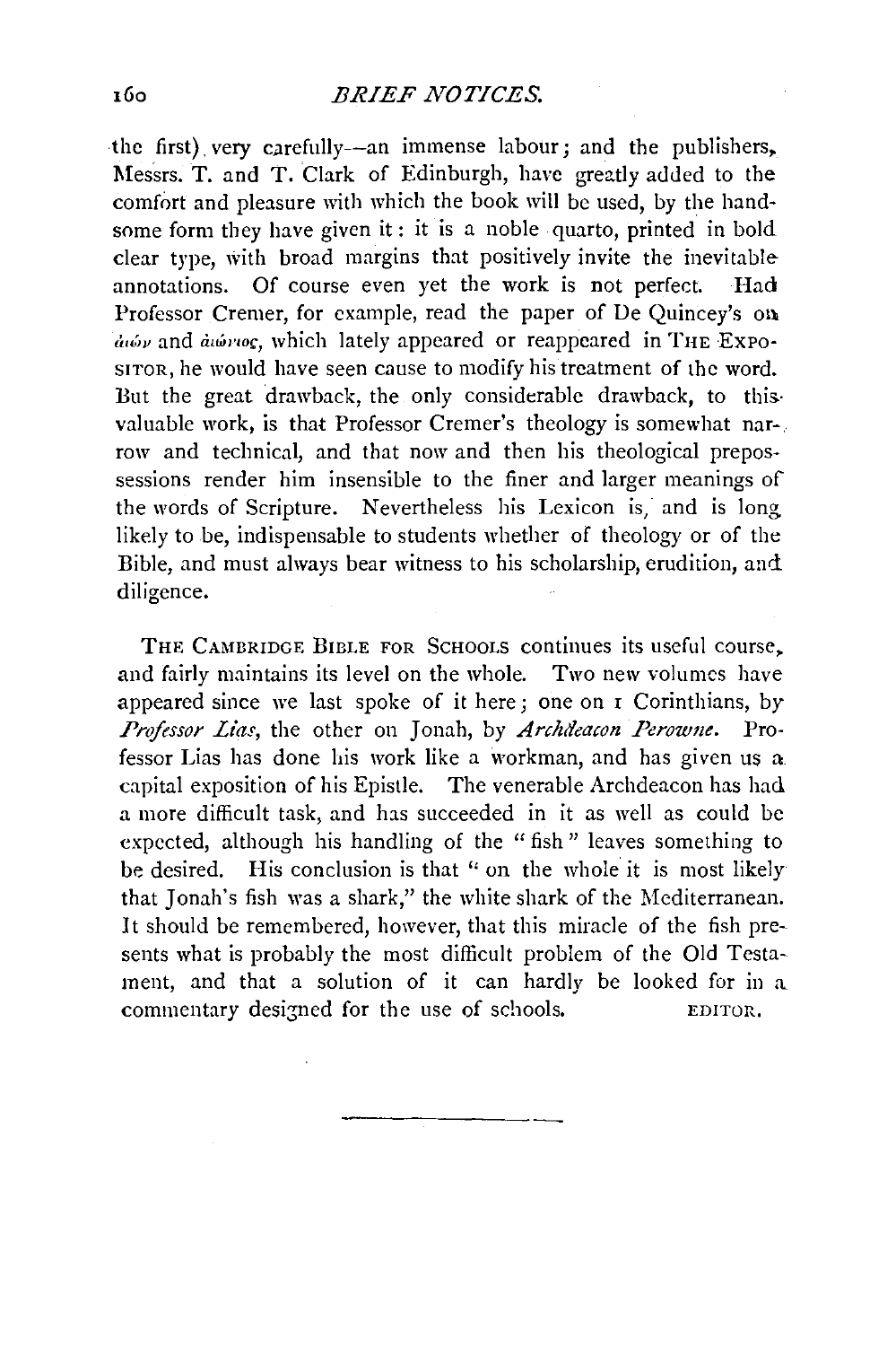the first) very carefully—an immense labour; and the publishers, Messrs. T. and T. Clark of Edinburgh, have greatly added to the comfort and pleasure with which the book will be used, by the handsome form they have given it: it is a noble quarto, printed in bold clear type, with broad margins that positively invite the inevitable annotations. Of course even yet the work is not perfect. Had Professor Cremer, for example, read the paper of De Quincey's on αἰών and αἰώνιος, which lately appeared or reappeared in THE EXPOSITOR, he would have seen cause to modify his treatment of the word. But the great drawback, the only considerable drawback, to this valuable work, is that Professor Cremer's theology is somewhat narrow and technical, and that now and then his theological prepossessions render him insensible to the finer and larger meanings of the words of Scripture. Nevertheless his Lexicon is, and is long likely to be, indispensable to students whether of theology or of the Bible, and must always bear witness to his scholarship, erudition, and diligence.

THE CAMBRIDGE BIBLE FOR SCHOOLS continues its useful course, and fairly maintains its level on the whole. Two new volumes have appeared since we last spoke of it here; one on 1 Corinthians, by *Professor Lias*, the other on Jonah, by *Archdeacon Perowne*. Professor Lias has done his work like a workman, and has given us a capital exposition of his Epistle. The venerable Archdeacon has had a more difficult task, and has succeeded in it as well as could be expected, although his handling of the "fish" leaves something to be desired. His conclusion is that "on the whole it is most likely that Jonah's fish was a shark," the white shark of the Mediterranean. It should be remembered, however, that this miracle of the fish presents what is probably the most difficult problem of the Old Testament, and that a solution of it can hardly be looked for in a commentary designed for the use of schools.

EDITOR.